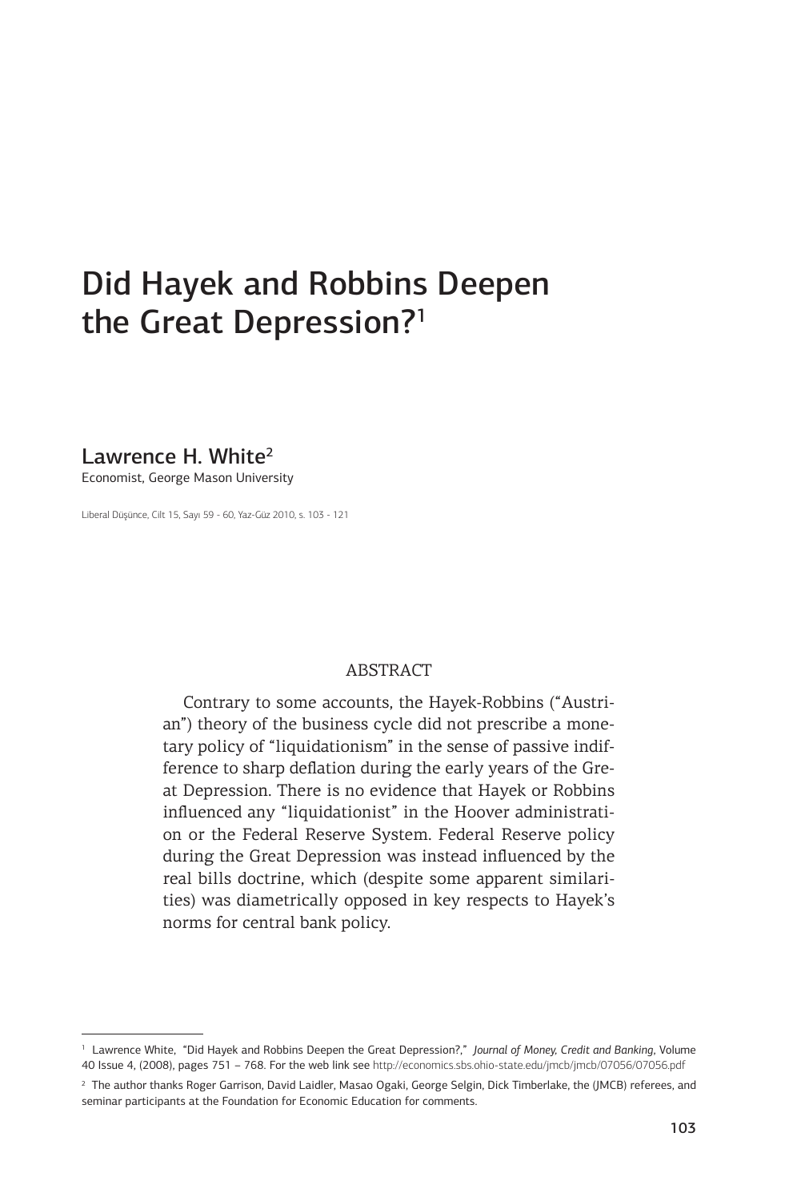# Did Hayek and Robbins Deepen the Great Depression?[1]

## Lawrence H. White[2]

Economist, George Mason University

Liberal Düşünce, Cilt 15, Sayı 59 - 60, Yaz-Güz 2010, s. 103 - 121

ABSTRACT

Contrary to some accounts, the Hayek-Robbins ("Austrian") theory of the business cycle did not prescribe a monetary policy of "liquidationism" in the sense of passive indifference to sharp deflation during the early years of the Great Depression. There is no evidence that Hayek or Robbins influenced any "liquidationist" in the Hoover administration or the Federal Reserve System. Federal Reserve policy during the Great Depression was instead influenced by the real bills doctrine, which (despite some apparent similarities) was diametrically opposed in key respects to Hayek's norms for central bank policy.

---

[1] Lawrence White, "Did Hayek and Robbins Deepen the Great Depression?," *Journal of Money, Credit and Banking*, Volume 40 Issue 4, (2008), pages 751 – 768. For the web link see http://economics.sbs.ohio-state.edu/jmcb/jmcb/07056/07056.pdf

[2] The author thanks Roger Garrison, David Laidler, Masao Ogaki, George Selgin, Dick Timberlake, the (JMCB) referees, and seminar participants at the Foundation for Economic Education for comments.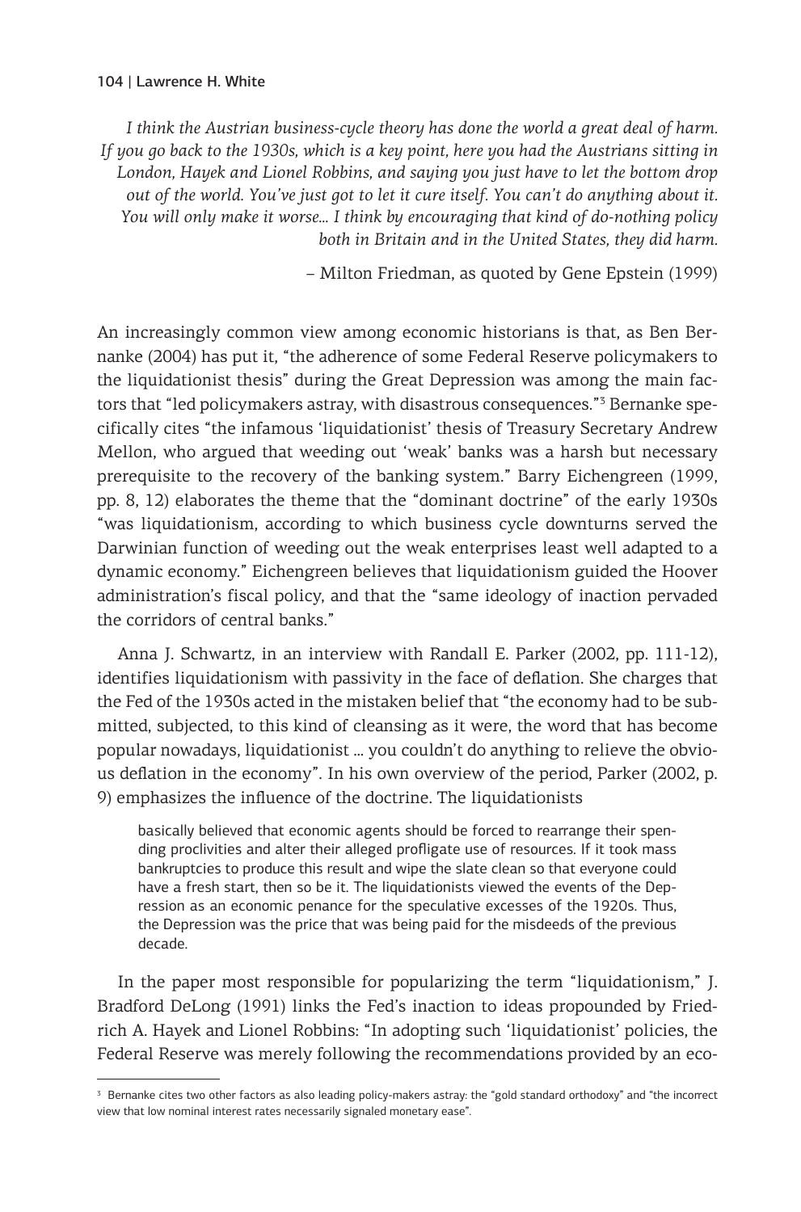*I think the Austrian business-cycle theory has done the world a great deal of harm. If you go back to the 1930s, which is a key point, here you had the Austrians sitting in London, Hayek and Lionel Robbins, and saying you just have to let the bottom drop out of the world. You've just got to let it cure itself. You can't do anything about it. You will only make it worse... I think by encouraging that kind of do-nothing policy both in Britain and in the United States, they did harm.*

– Milton Friedman, as quoted by Gene Epstein (1999)

An increasingly common view among economic historians is that, as Ben Bernanke (2004) has put it, "the adherence of some Federal Reserve policymakers to the liquidationist thesis" during the Great Depression was among the main factors that "led policymakers astray, with disastrous consequences."[3] Bernanke specifically cites "the infamous 'liquidationist' thesis of Treasury Secretary Andrew Mellon, who argued that weeding out 'weak' banks was a harsh but necessary prerequisite to the recovery of the banking system." Barry Eichengreen (1999, pp. 8, 12) elaborates the theme that the "dominant doctrine" of the early 1930s "was liquidationism, according to which business cycle downturns served the Darwinian function of weeding out the weak enterprises least well adapted to a dynamic economy." Eichengreen believes that liquidationism guided the Hoover administration's fiscal policy, and that the "same ideology of inaction pervaded the corridors of central banks."

Anna J. Schwartz, in an interview with Randall E. Parker (2002, pp. 111-12), identifies liquidationism with passivity in the face of deflation. She charges that the Fed of the 1930s acted in the mistaken belief that "the economy had to be submitted, subjected, to this kind of cleansing as it were, the word that has become popular nowadays, liquidationist ... you couldn't do anything to relieve the obvious deflation in the economy". In his own overview of the period, Parker (2002, p. 9) emphasizes the influence of the doctrine. The liquidationists

> basically believed that economic agents should be forced to rearrange their spending proclivities and alter their alleged profligate use of resources. If it took mass bankruptcies to produce this result and wipe the slate clean so that everyone could have a fresh start, then so be it. The liquidationists viewed the events of the Depression as an economic penance for the speculative excesses of the 1920s. Thus, the Depression was the price that was being paid for the misdeeds of the previous decade.

In the paper most responsible for popularizing the term "liquidationism," J. Bradford DeLong (1991) links the Fed's inaction to ideas propounded by Friedrich A. Hayek and Lionel Robbins: "In adopting such 'liquidationist' policies, the Federal Reserve was merely following the recommendations provided by an eco-

[3] Bernanke cites two other factors as also leading policy-makers astray: the "gold standard orthodoxy" and "the incorrect view that low nominal interest rates necessarily signaled monetary ease".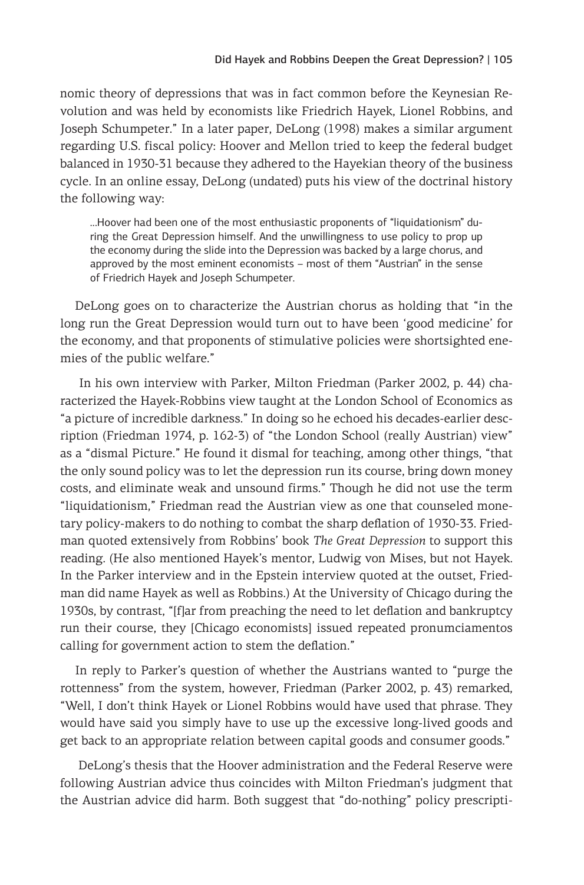nomic theory of depressions that was in fact common before the Keynesian Revolution and was held by economists like Friedrich Hayek, Lionel Robbins, and Joseph Schumpeter." In a later paper, DeLong (1998) makes a similar argument regarding U.S. fiscal policy: Hoover and Mellon tried to keep the federal budget balanced in 1930-31 because they adhered to the Hayekian theory of the business cycle. In an online essay, DeLong (undated) puts his view of the doctrinal history the following way:

> ...Hoover had been one of the most enthusiastic proponents of "liquidationism" during the Great Depression himself. And the unwillingness to use policy to prop up the economy during the slide into the Depression was backed by a large chorus, and approved by the most eminent economists – most of them "Austrian" in the sense of Friedrich Hayek and Joseph Schumpeter.

DeLong goes on to characterize the Austrian chorus as holding that "in the long run the Great Depression would turn out to have been 'good medicine' for the economy, and that proponents of stimulative policies were shortsighted enemies of the public welfare."

In his own interview with Parker, Milton Friedman (Parker 2002, p. 44) characterized the Hayek-Robbins view taught at the London School of Economics as "a picture of incredible darkness." In doing so he echoed his decades-earlier description (Friedman 1974, p. 162-3) of "the London School (really Austrian) view" as a "dismal Picture." He found it dismal for teaching, among other things, "that the only sound policy was to let the depression run its course, bring down money costs, and eliminate weak and unsound firms." Though he did not use the term "liquidationism," Friedman read the Austrian view as one that counseled monetary policy-makers to do nothing to combat the sharp deflation of 1930-33. Friedman quoted extensively from Robbins' book *The Great Depression* to support this reading. (He also mentioned Hayek's mentor, Ludwig von Mises, but not Hayek. In the Parker interview and in the Epstein interview quoted at the outset, Friedman did name Hayek as well as Robbins.) At the University of Chicago during the 1930s, by contrast, "[f]ar from preaching the need to let deflation and bankruptcy run their course, they [Chicago economists] issued repeated pronumciamentos calling for government action to stem the deflation."

In reply to Parker's question of whether the Austrians wanted to "purge the rottenness" from the system, however, Friedman (Parker 2002, p. 43) remarked, "Well, I don't think Hayek or Lionel Robbins would have used that phrase. They would have said you simply have to use up the excessive long-lived goods and get back to an appropriate relation between capital goods and consumer goods."

DeLong's thesis that the Hoover administration and the Federal Reserve were following Austrian advice thus coincides with Milton Friedman's judgment that the Austrian advice did harm. Both suggest that "do-nothing" policy prescripti-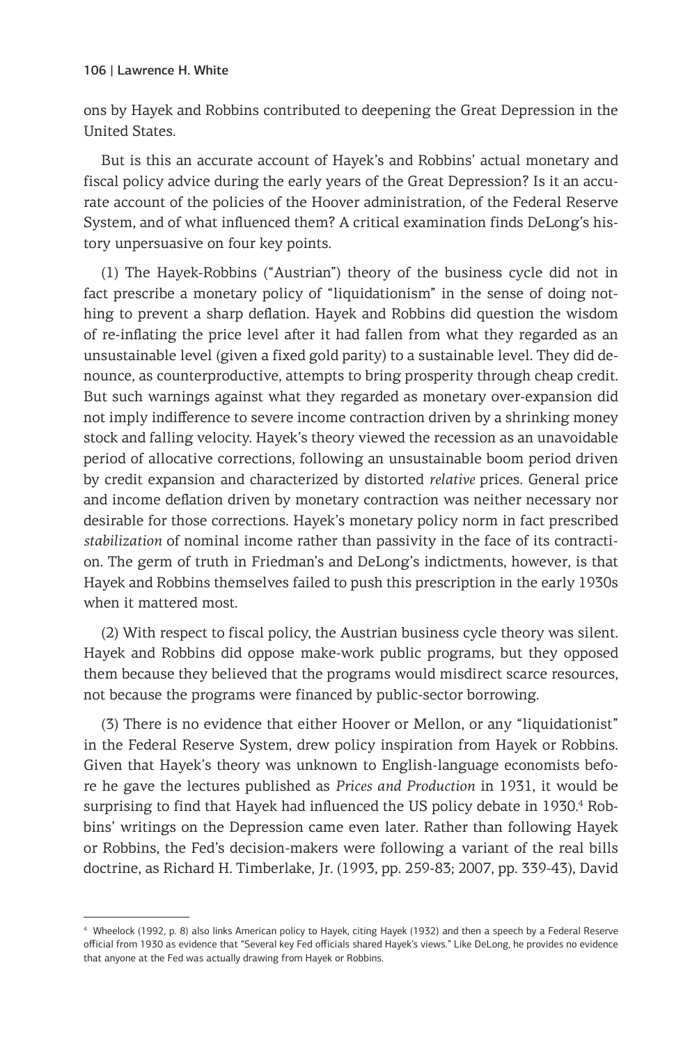ons by Hayek and Robbins contributed to deepening the Great Depression in the United States.

But is this an accurate account of Hayek's and Robbins' actual monetary and fiscal policy advice during the early years of the Great Depression? Is it an accurate account of the policies of the Hoover administration, of the Federal Reserve System, and of what influenced them? A critical examination finds DeLong's history unpersuasive on four key points.

(1) The Hayek-Robbins ("Austrian") theory of the business cycle did not in fact prescribe a monetary policy of "liquidationism" in the sense of doing nothing to prevent a sharp deflation. Hayek and Robbins did question the wisdom of re-inflating the price level after it had fallen from what they regarded as an unsustainable level (given a fixed gold parity) to a sustainable level. They did denounce, as counterproductive, attempts to bring prosperity through cheap credit. But such warnings against what they regarded as monetary over-expansion did not imply indifference to severe income contraction driven by a shrinking money stock and falling velocity. Hayek's theory viewed the recession as an unavoidable period of allocative corrections, following an unsustainable boom period driven by credit expansion and characterized by distorted *relative* prices. General price and income deflation driven by monetary contraction was neither necessary nor desirable for those corrections. Hayek's monetary policy norm in fact prescribed *stabilization* of nominal income rather than passivity in the face of its contraction. The germ of truth in Friedman's and DeLong's indictments, however, is that Hayek and Robbins themselves failed to push this prescription in the early 1930s when it mattered most.

(2) With respect to fiscal policy, the Austrian business cycle theory was silent. Hayek and Robbins did oppose make-work public programs, but they opposed them because they believed that the programs would misdirect scarce resources, not because the programs were financed by public-sector borrowing.

(3) There is no evidence that either Hoover or Mellon, or any "liquidationist" in the Federal Reserve System, drew policy inspiration from Hayek or Robbins. Given that Hayek's theory was unknown to English-language economists before he gave the lectures published as *Prices and Production* in 1931, it would be surprising to find that Hayek had influenced the US policy debate in 1930.[4] Robbins' writings on the Depression came even later. Rather than following Hayek or Robbins, the Fed's decision-makers were following a variant of the real bills doctrine, as Richard H. Timberlake, Jr. (1993, pp. 259-83; 2007, pp. 339-43), David

[4] Wheelock (1992, p. 8) also links American policy to Hayek, citing Hayek (1932) and then a speech by a Federal Reserve official from 1930 as evidence that "Several key Fed officials shared Hayek's views." Like DeLong, he provides no evidence that anyone at the Fed was actually drawing from Hayek or Robbins.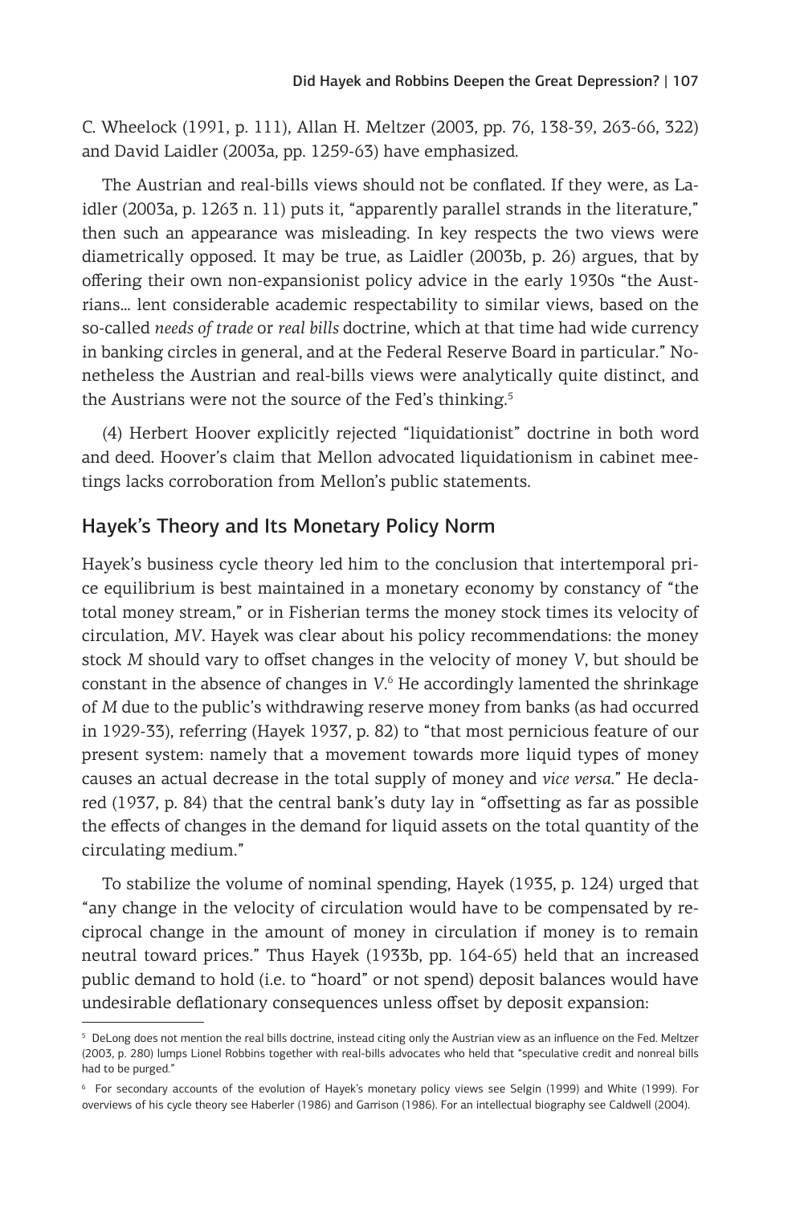C. Wheelock (1991, p. 111), Allan H. Meltzer (2003, pp. 76, 138-39, 263-66, 322) and David Laidler (2003a, pp. 1259-63) have emphasized.

The Austrian and real-bills views should not be conflated. If they were, as Laidler (2003a, p. 1263 n. 11) puts it, "apparently parallel strands in the literature," then such an appearance was misleading. In key respects the two views were diametrically opposed. It may be true, as Laidler (2003b, p. 26) argues, that by offering their own non-expansionist policy advice in the early 1930s "the Austrians… lent considerable academic respectability to similar views, based on the so-called *needs of trade* or *real bills* doctrine, which at that time had wide currency in banking circles in general, and at the Federal Reserve Board in particular." Nonetheless the Austrian and real-bills views were analytically quite distinct, and the Austrians were not the source of the Fed's thinking.[5]

(4) Herbert Hoover explicitly rejected "liquidationist" doctrine in both word and deed. Hoover's claim that Mellon advocated liquidationism in cabinet meetings lacks corroboration from Mellon's public statements.

## Hayek's Theory and Its Monetary Policy Norm

Hayek's business cycle theory led him to the conclusion that intertemporal price equilibrium is best maintained in a monetary economy by constancy of "the total money stream," or in Fisherian terms the money stock times its velocity of circulation, $MV$. Hayek was clear about his policy recommendations: the money stock $M$ should vary to offset changes in the velocity of money $V$, but should be constant in the absence of changes in $V$.[6] He accordingly lamented the shrinkage of $M$ due to the public's withdrawing reserve money from banks (as had occurred in 1929-33), referring (Hayek 1937, p. 82) to "that most pernicious feature of our present system: namely that a movement towards more liquid types of money causes an actual decrease in the total supply of money and *vice versa*." He declared (1937, p. 84) that the central bank's duty lay in "offsetting as far as possible the effects of changes in the demand for liquid assets on the total quantity of the circulating medium."

To stabilize the volume of nominal spending, Hayek (1935, p. 124) urged that "any change in the velocity of circulation would have to be compensated by reciprocal change in the amount of money in circulation if money is to remain neutral toward prices." Thus Hayek (1933b, pp. 164-65) held that an increased public demand to hold (i.e. to "hoard" or not spend) deposit balances would have undesirable deflationary consequences unless offset by deposit expansion:

---

[5] DeLong does not mention the real bills doctrine, instead citing only the Austrian view as an influence on the Fed. Meltzer (2003, p. 280) lumps Lionel Robbins together with real-bills advocates who held that "speculative credit and nonreal bills had to be purged."

[6] For secondary accounts of the evolution of Hayek's monetary policy views see Selgin (1999) and White (1999). For overviews of his cycle theory see Haberler (1986) and Garrison (1986). For an intellectual biography see Caldwell (2004).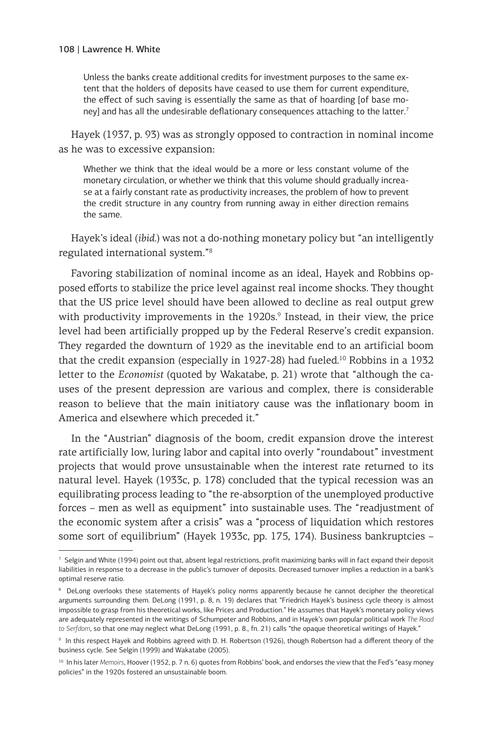> Unless the banks create additional credits for investment purposes to the same extent that the holders of deposits have ceased to use them for current expenditure, the effect of such saving is essentially the same as that of hoarding [of base money] and has all the undesirable deflationary consequences attaching to the latter.[7]

Hayek (1937, p. 93) was as strongly opposed to contraction in nominal income as he was to excessive expansion:

> Whether we think that the ideal would be a more or less constant volume of the monetary circulation, or whether we think that this volume should gradually increase at a fairly constant rate as productivity increases, the problem of how to prevent the credit structure in any country from running away in either direction remains the same.

Hayek's ideal (*ibid.*) was not a do-nothing monetary policy but "an intelligently regulated international system."[8]

Favoring stabilization of nominal income as an ideal, Hayek and Robbins opposed efforts to stabilize the price level against real income shocks. They thought that the US price level should have been allowed to decline as real output grew with productivity improvements in the 1920s.[9] Instead, in their view, the price level had been artificially propped up by the Federal Reserve's credit expansion. They regarded the downturn of 1929 as the inevitable end to an artificial boom that the credit expansion (especially in 1927-28) had fueled.[10] Robbins in a 1932 letter to the *Economist* (quoted by Wakatabe, p. 21) wrote that "although the causes of the present depression are various and complex, there is considerable reason to believe that the main initiatory cause was the inflationary boom in America and elsewhere which preceded it."

In the "Austrian" diagnosis of the boom, credit expansion drove the interest rate artificially low, luring labor and capital into overly "roundabout" investment projects that would prove unsustainable when the interest rate returned to its natural level. Hayek (1933c, p. 178) concluded that the typical recession was an equilibrating process leading to "the re-absorption of the unemployed productive forces – men as well as equipment" into sustainable uses. The "readjustment of the economic system after a crisis" was a "process of liquidation which restores some sort of equilibrium" (Hayek 1933c, pp. 175, 174). Business bankruptcies –

---

[7] Selgin and White (1994) point out that, absent legal restrictions, profit maximizing banks will in fact expand their deposit liabilities in response to a decrease in the public's turnover of deposits. Decreased turnover implies a reduction in a bank's optimal reserve ratio.

[8] DeLong overlooks these statements of Hayek's policy norms apparently because he cannot decipher the theoretical arguments surrounding them. DeLong (1991, p. 8, n. 19) declares that "Friedrich Hayek's business cycle theory is almost impossible to grasp from his theoretical works, like Prices and Production." He assumes that Hayek's monetary policy views are adequately represented in the writings of Schumpeter and Robbins, and in Hayek's own popular political work *The Road to Serfdom*, so that one may neglect what DeLong (1991, p. 8., fn. 21) calls "the opaque theoretical writings of Hayek."

[9] In this respect Hayek and Robbins agreed with D. H. Robertson (1926), though Robertson had a different theory of the business cycle. See Selgin (1999) and Wakatabe (2005).

[10] In his later *Memoirs*, Hoover (1952, p. 7 n. 6) quotes from Robbins' book, and endorses the view that the Fed's "easy money policies" in the 1920s fostered an unsustainable boom.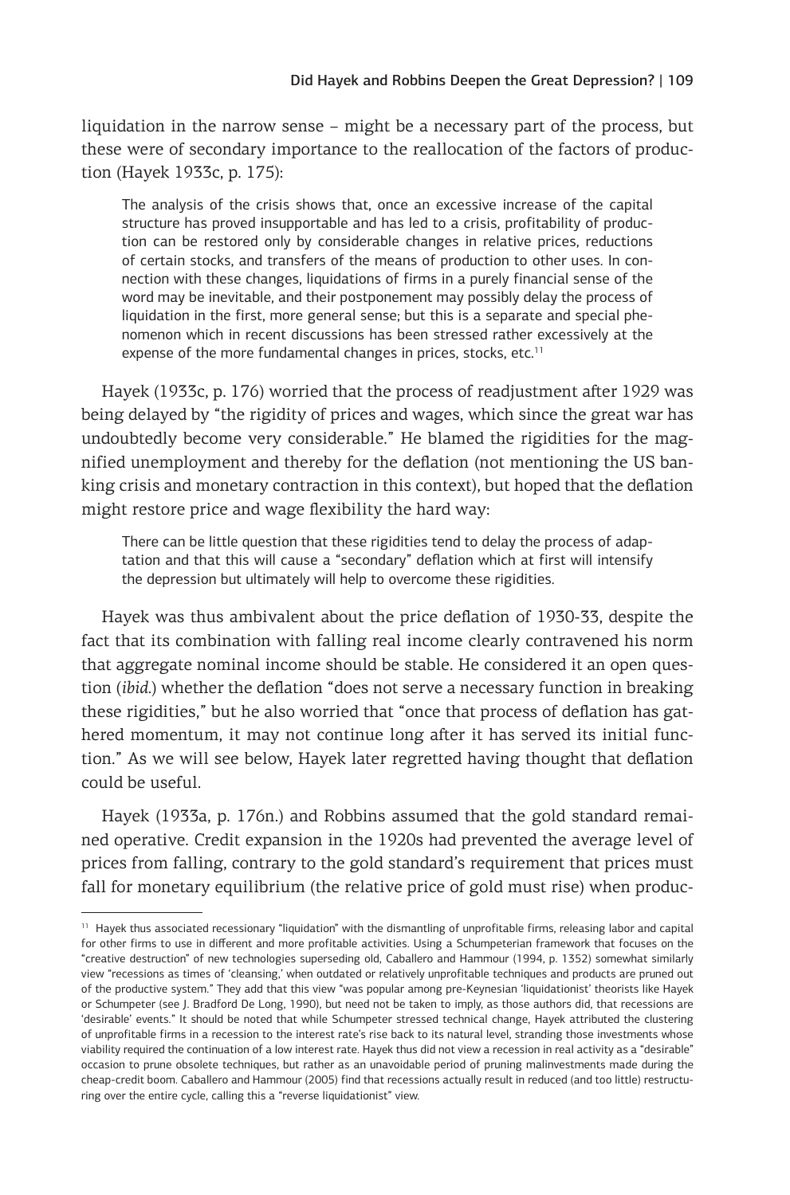liquidation in the narrow sense – might be a necessary part of the process, but these were of secondary importance to the reallocation of the factors of production (Hayek 1933c, p. 175):

> The analysis of the crisis shows that, once an excessive increase of the capital structure has proved insupportable and has led to a crisis, profitability of production can be restored only by considerable changes in relative prices, reductions of certain stocks, and transfers of the means of production to other uses. In connection with these changes, liquidations of firms in a purely financial sense of the word may be inevitable, and their postponement may possibly delay the process of liquidation in the first, more general sense; but this is a separate and special phenomenon which in recent discussions has been stressed rather excessively at the expense of the more fundamental changes in prices, stocks, etc.[11]

Hayek (1933c, p. 176) worried that the process of readjustment after 1929 was being delayed by "the rigidity of prices and wages, which since the great war has undoubtedly become very considerable." He blamed the rigidities for the magnified unemployment and thereby for the deflation (not mentioning the US banking crisis and monetary contraction in this context), but hoped that the deflation might restore price and wage flexibility the hard way:

> There can be little question that these rigidities tend to delay the process of adaptation and that this will cause a "secondary" deflation which at first will intensify the depression but ultimately will help to overcome these rigidities.

Hayek was thus ambivalent about the price deflation of 1930-33, despite the fact that its combination with falling real income clearly contravened his norm that aggregate nominal income should be stable. He considered it an open question (*ibid.*) whether the deflation "does not serve a necessary function in breaking these rigidities," but he also worried that "once that process of deflation has gathered momentum, it may not continue long after it has served its initial function." As we will see below, Hayek later regretted having thought that deflation could be useful.

Hayek (1933a, p. 176n.) and Robbins assumed that the gold standard remained operative. Credit expansion in the 1920s had prevented the average level of prices from falling, contrary to the gold standard's requirement that prices must fall for monetary equilibrium (the relative price of gold must rise) when produc-

---

[11] Hayek thus associated recessionary "liquidation" with the dismantling of unprofitable firms, releasing labor and capital for other firms to use in different and more profitable activities. Using a Schumpeterian framework that focuses on the "creative destruction" of new technologies superseding old, Caballero and Hammour (1994, p. 1352) somewhat similarly view "recessions as times of 'cleansing,' when outdated or relatively unprofitable techniques and products are pruned out of the productive system." They add that this view "was popular among pre-Keynesian 'liquidationist' theorists like Hayek or Schumpeter (see J. Bradford De Long, 1990), but need not be taken to imply, as those authors did, that recessions are 'desirable' events." It should be noted that while Schumpeter stressed technical change, Hayek attributed the clustering of unprofitable firms in a recession to the interest rate's rise back to its natural level, stranding those investments whose viability required the continuation of a low interest rate. Hayek thus did not view a recession in real activity as a "desirable" occasion to prune obsolete techniques, but rather as an unavoidable period of pruning malinvestments made during the cheap-credit boom. Caballero and Hammour (2005) find that recessions actually result in reduced (and too little) restructuring over the entire cycle, calling this a "reverse liquidationist" view.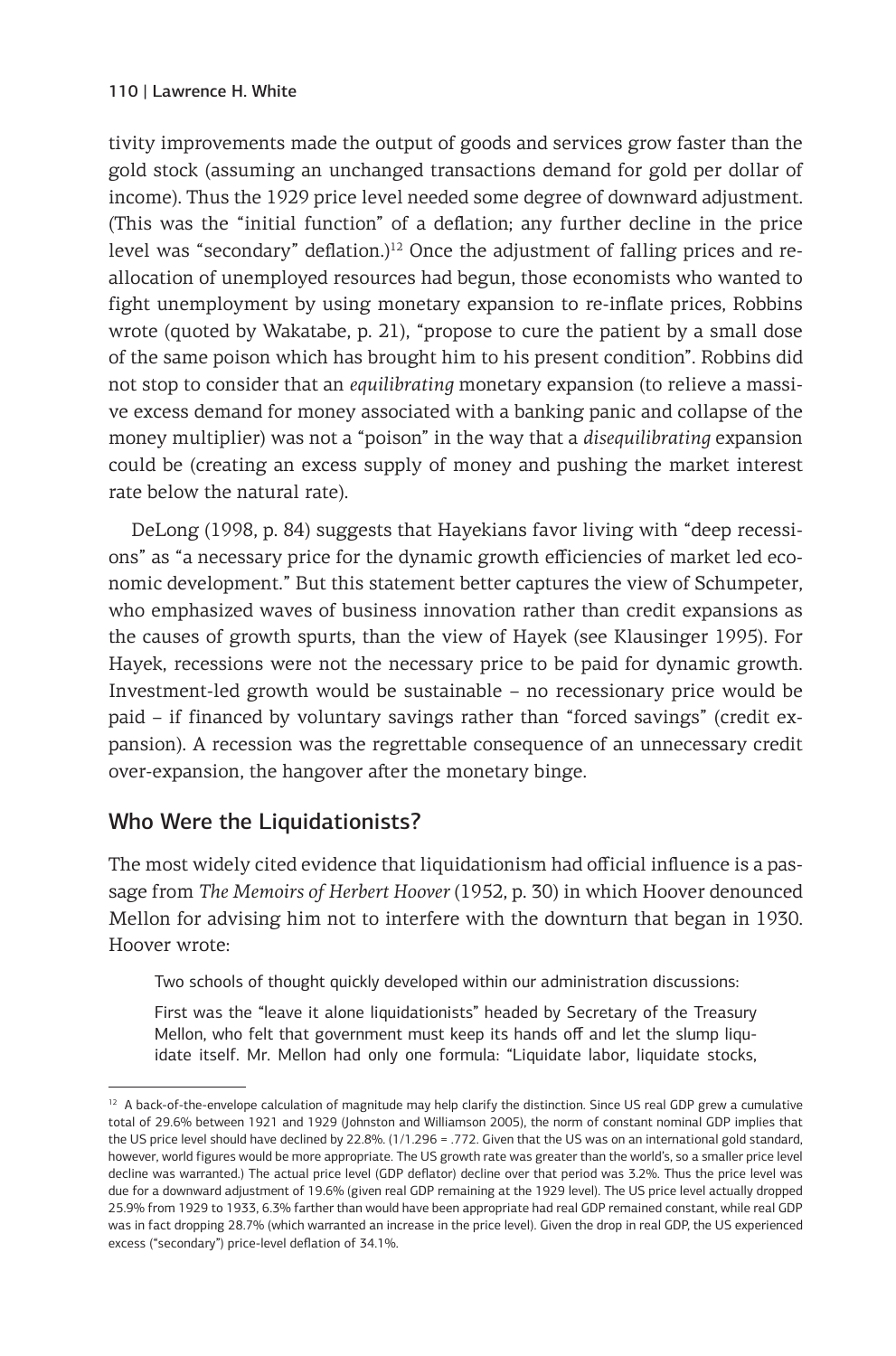tivity improvements made the output of goods and services grow faster than the gold stock (assuming an unchanged transactions demand for gold per dollar of income). Thus the 1929 price level needed some degree of downward adjustment. (This was the "initial function" of a deflation; any further decline in the price level was "secondary" deflation.)[12] Once the adjustment of falling prices and reallocation of unemployed resources had begun, those economists who wanted to fight unemployment by using monetary expansion to re-inflate prices, Robbins wrote (quoted by Wakatabe, p. 21), "propose to cure the patient by a small dose of the same poison which has brought him to his present condition". Robbins did not stop to consider that an *equilibrating* monetary expansion (to relieve a massive excess demand for money associated with a banking panic and collapse of the money multiplier) was not a "poison" in the way that a *disequilibrating* expansion could be (creating an excess supply of money and pushing the market interest rate below the natural rate).

DeLong (1998, p. 84) suggests that Hayekians favor living with "deep recessions" as "a necessary price for the dynamic growth efficiencies of market led economic development." But this statement better captures the view of Schumpeter, who emphasized waves of business innovation rather than credit expansions as the causes of growth spurts, than the view of Hayek (see Klausinger 1995). For Hayek, recessions were not the necessary price to be paid for dynamic growth. Investment-led growth would be sustainable – no recessionary price would be paid – if financed by voluntary savings rather than "forced savings" (credit expansion). A recession was the regrettable consequence of an unnecessary credit over-expansion, the hangover after the monetary binge.

## Who Were the Liquidationists?

The most widely cited evidence that liquidationism had official influence is a passage from *The Memoirs of Herbert Hoover* (1952, p. 30) in which Hoover denounced Mellon for advising him not to interfere with the downturn that began in 1930. Hoover wrote:

> Two schools of thought quickly developed within our administration discussions:
>
> First was the "leave it alone liquidationists" headed by Secretary of the Treasury Mellon, who felt that government must keep its hands off and let the slump liquidate itself. Mr. Mellon had only one formula: "Liquidate labor, liquidate stocks,

[12] A back-of-the-envelope calculation of magnitude may help clarify the distinction. Since US real GDP grew a cumulative total of 29.6% between 1921 and 1929 (Johnston and Williamson 2005), the norm of constant nominal GDP implies that the US price level should have declined by 22.8%. (1/1.296 = .772. Given that the US was on an international gold standard, however, world figures would be more appropriate. The US growth rate was greater than the world's, so a smaller price level decline was warranted.) The actual price level (GDP deflator) decline over that period was 3.2%. Thus the price level was due for a downward adjustment of 19.6% (given real GDP remaining at the 1929 level). The US price level actually dropped 25.9% from 1929 to 1933, 6.3% farther than would have been appropriate had real GDP remained constant, while real GDP was in fact dropping 28.7% (which warranted an increase in the price level). Given the drop in real GDP, the US experienced excess ("secondary") price-level deflation of 34.1%.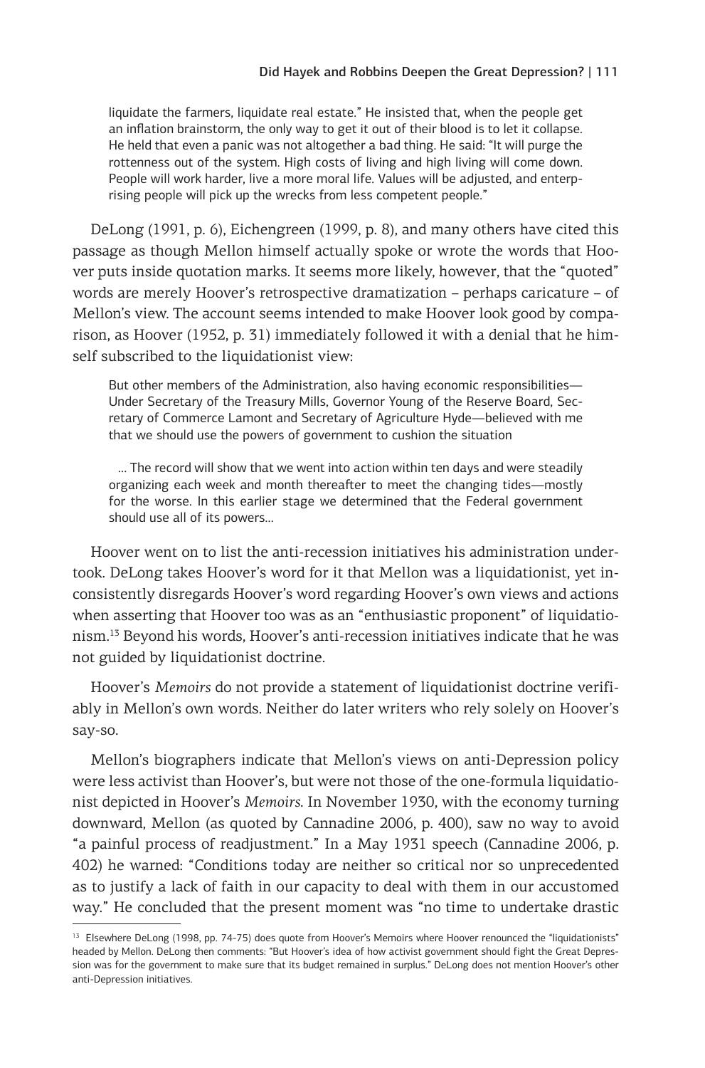> liquidate the farmers, liquidate real estate." He insisted that, when the people get an inflation brainstorm, the only way to get it out of their blood is to let it collapse. He held that even a panic was not altogether a bad thing. He said: "It will purge the rottenness out of the system. High costs of living and high living will come down. People will work harder, live a more moral life. Values will be adjusted, and enterprising people will pick up the wrecks from less competent people."

DeLong (1991, p. 6), Eichengreen (1999, p. 8), and many others have cited this passage as though Mellon himself actually spoke or wrote the words that Hoover puts inside quotation marks. It seems more likely, however, that the "quoted" words are merely Hoover's retrospective dramatization – perhaps caricature – of Mellon's view. The account seems intended to make Hoover look good by comparison, as Hoover (1952, p. 31) immediately followed it with a denial that he himself subscribed to the liquidationist view:

> But other members of the Administration, also having economic responsibilities—Under Secretary of the Treasury Mills, Governor Young of the Reserve Board, Secretary of Commerce Lamont and Secretary of Agriculture Hyde—believed with me that we should use the powers of government to cushion the situation
>
> ... The record will show that we went into action within ten days and were steadily organizing each week and month thereafter to meet the changing tides—mostly for the worse. In this earlier stage we determined that the Federal government should use all of its powers...

Hoover went on to list the anti-recession initiatives his administration undertook. DeLong takes Hoover's word for it that Mellon was a liquidationist, yet inconsistently disregards Hoover's word regarding Hoover's own views and actions when asserting that Hoover too was as an "enthusiastic proponent" of liquidationism.[13] Beyond his words, Hoover's anti-recession initiatives indicate that he was not guided by liquidationist doctrine.

Hoover's *Memoirs* do not provide a statement of liquidationist doctrine verifiably in Mellon's own words. Neither do later writers who rely solely on Hoover's say-so.

Mellon's biographers indicate that Mellon's views on anti-Depression policy were less activist than Hoover's, but were not those of the one-formula liquidationist depicted in Hoover's *Memoirs*. In November 1930, with the economy turning downward, Mellon (as quoted by Cannadine 2006, p. 400), saw no way to avoid "a painful process of readjustment." In a May 1931 speech (Cannadine 2006, p. 402) he warned: "Conditions today are neither so critical nor so unprecedented as to justify a lack of faith in our capacity to deal with them in our accustomed way." He concluded that the present moment was "no time to undertake drastic

[13] Elsewhere DeLong (1998, pp. 74-75) does quote from Hoover's Memoirs where Hoover renounced the "liquidationists" headed by Mellon. DeLong then comments: "But Hoover's idea of how activist government should fight the Great Depression was for the government to make sure that its budget remained in surplus." DeLong does not mention Hoover's other anti-Depression initiatives.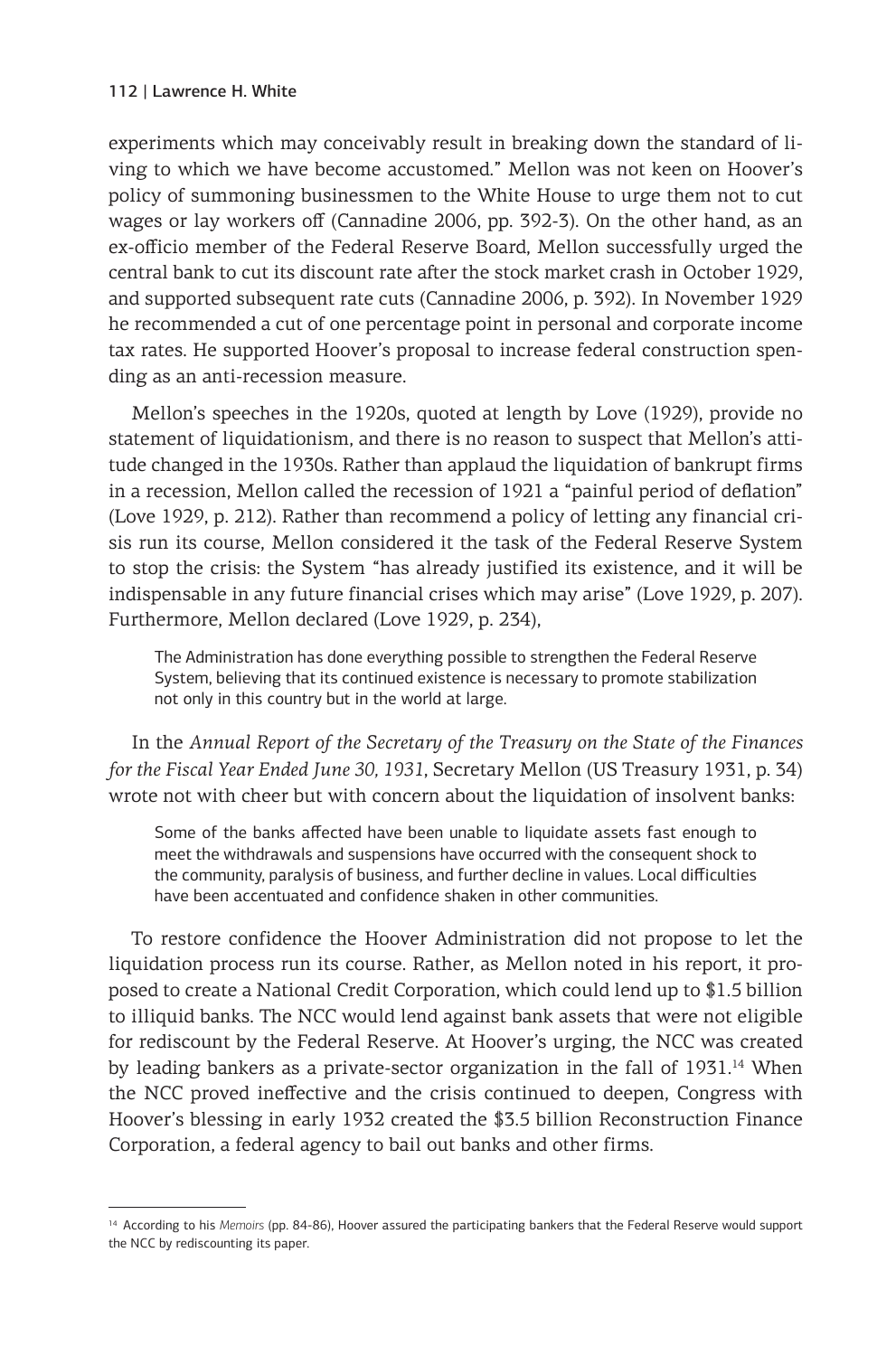experiments which may conceivably result in breaking down the standard of living to which we have become accustomed." Mellon was not keen on Hoover's policy of summoning businessmen to the White House to urge them not to cut wages or lay workers off (Cannadine 2006, pp. 392-3). On the other hand, as an ex-officio member of the Federal Reserve Board, Mellon successfully urged the central bank to cut its discount rate after the stock market crash in October 1929, and supported subsequent rate cuts (Cannadine 2006, p. 392). In November 1929 he recommended a cut of one percentage point in personal and corporate income tax rates. He supported Hoover's proposal to increase federal construction spending as an anti-recession measure.

Mellon's speeches in the 1920s, quoted at length by Love (1929), provide no statement of liquidationism, and there is no reason to suspect that Mellon's attitude changed in the 1930s. Rather than applaud the liquidation of bankrupt firms in a recession, Mellon called the recession of 1921 a "painful period of deflation" (Love 1929, p. 212). Rather than recommend a policy of letting any financial crisis run its course, Mellon considered it the task of the Federal Reserve System to stop the crisis: the System "has already justified its existence, and it will be indispensable in any future financial crises which may arise" (Love 1929, p. 207). Furthermore, Mellon declared (Love 1929, p. 234),

> The Administration has done everything possible to strengthen the Federal Reserve System, believing that its continued existence is necessary to promote stabilization not only in this country but in the world at large.

In the *Annual Report of the Secretary of the Treasury on the State of the Finances for the Fiscal Year Ended June 30, 1931*, Secretary Mellon (US Treasury 1931, p. 34) wrote not with cheer but with concern about the liquidation of insolvent banks:

> Some of the banks affected have been unable to liquidate assets fast enough to meet the withdrawals and suspensions have occurred with the consequent shock to the community, paralysis of business, and further decline in values. Local difficulties have been accentuated and confidence shaken in other communities.

To restore confidence the Hoover Administration did not propose to let the liquidation process run its course. Rather, as Mellon noted in his report, it proposed to create a National Credit Corporation, which could lend up to $1.5 billion to illiquid banks. The NCC would lend against bank assets that were not eligible for rediscount by the Federal Reserve. At Hoover's urging, the NCC was created by leading bankers as a private-sector organization in the fall of 1931.[14] When the NCC proved ineffective and the crisis continued to deepen, Congress with Hoover's blessing in early 1932 created the $3.5 billion Reconstruction Finance Corporation, a federal agency to bail out banks and other firms.

---

[14] According to his *Memoirs* (pp. 84-86), Hoover assured the participating bankers that the Federal Reserve would support the NCC by rediscounting its paper.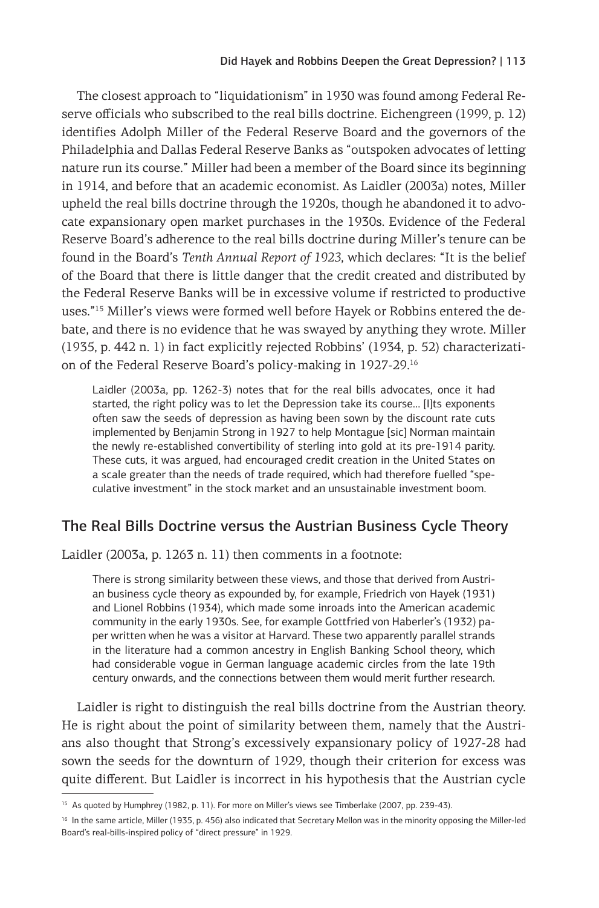The closest approach to "liquidationism" in 1930 was found among Federal Reserve officials who subscribed to the real bills doctrine. Eichengreen (1999, p. 12) identifies Adolph Miller of the Federal Reserve Board and the governors of the Philadelphia and Dallas Federal Reserve Banks as "outspoken advocates of letting nature run its course." Miller had been a member of the Board since its beginning in 1914, and before that an academic economist. As Laidler (2003a) notes, Miller upheld the real bills doctrine through the 1920s, though he abandoned it to advocate expansionary open market purchases in the 1930s. Evidence of the Federal Reserve Board's adherence to the real bills doctrine during Miller's tenure can be found in the Board's *Tenth Annual Report of 1923*, which declares: "It is the belief of the Board that there is little danger that the credit created and distributed by the Federal Reserve Banks will be in excessive volume if restricted to productive uses."[15] Miller's views were formed well before Hayek or Robbins entered the debate, and there is no evidence that he was swayed by anything they wrote. Miller (1935, p. 442 n. 1) in fact explicitly rejected Robbins' (1934, p. 52) characterization of the Federal Reserve Board's policy-making in 1927-29.[16]

> Laidler (2003a, pp. 1262-3) notes that for the real bills advocates, once it had started, the right policy was to let the Depression take its course… [I]ts exponents often saw the seeds of depression as having been sown by the discount rate cuts implemented by Benjamin Strong in 1927 to help Montague [sic] Norman maintain the newly re-established convertibility of sterling into gold at its pre-1914 parity. These cuts, it was argued, had encouraged credit creation in the United States on a scale greater than the needs of trade required, which had therefore fuelled "speculative investment" in the stock market and an unsustainable investment boom.

## The Real Bills Doctrine versus the Austrian Business Cycle Theory

Laidler (2003a, p. 1263 n. 11) then comments in a footnote:

> There is strong similarity between these views, and those that derived from Austrian business cycle theory as expounded by, for example, Friedrich von Hayek (1931) and Lionel Robbins (1934), which made some inroads into the American academic community in the early 1930s. See, for example Gottfried von Haberler's (1932) paper written when he was a visitor at Harvard. These two apparently parallel strands in the literature had a common ancestry in English Banking School theory, which had considerable vogue in German language academic circles from the late 19th century onwards, and the connections between them would merit further research.

Laidler is right to distinguish the real bills doctrine from the Austrian theory. He is right about the point of similarity between them, namely that the Austrians also thought that Strong's excessively expansionary policy of 1927-28 had sown the seeds for the downturn of 1929, though their criterion for excess was quite different. But Laidler is incorrect in his hypothesis that the Austrian cycle

[15] As quoted by Humphrey (1982, p. 11). For more on Miller's views see Timberlake (2007, pp. 239-43).

[16] In the same article, Miller (1935, p. 456) also indicated that Secretary Mellon was in the minority opposing the Miller-led Board's real-bills-inspired policy of "direct pressure" in 1929.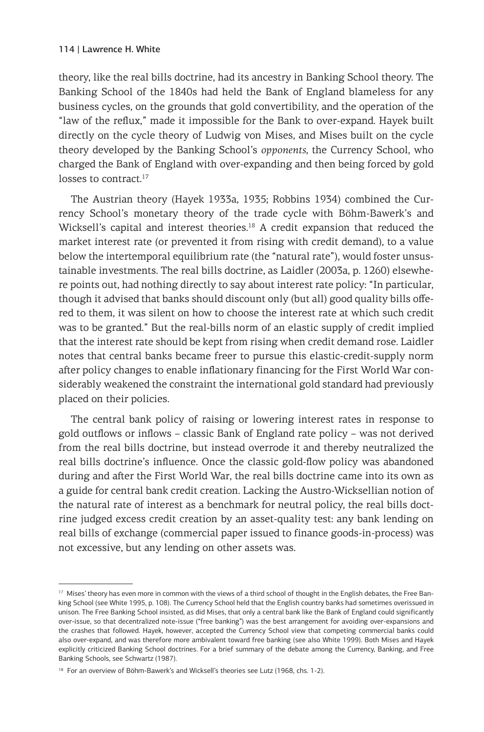theory, like the real bills doctrine, had its ancestry in Banking School theory. The Banking School of the 1840s had held the Bank of England blameless for any business cycles, on the grounds that gold convertibility, and the operation of the "law of the reflux," made it impossible for the Bank to over-expand. Hayek built directly on the cycle theory of Ludwig von Mises, and Mises built on the cycle theory developed by the Banking School's *opponents*, the Currency School, who charged the Bank of England with over-expanding and then being forced by gold losses to contract.[17]

The Austrian theory (Hayek 1933a, 1935; Robbins 1934) combined the Currency School's monetary theory of the trade cycle with Böhm-Bawerk's and Wicksell's capital and interest theories.[18] A credit expansion that reduced the market interest rate (or prevented it from rising with credit demand), to a value below the intertemporal equilibrium rate (the "natural rate"), would foster unsustainable investments. The real bills doctrine, as Laidler (2003a, p. 1260) elsewhere points out, had nothing directly to say about interest rate policy: "In particular, though it advised that banks should discount only (but all) good quality bills offered to them, it was silent on how to choose the interest rate at which such credit was to be granted." But the real-bills norm of an elastic supply of credit implied that the interest rate should be kept from rising when credit demand rose. Laidler notes that central banks became freer to pursue this elastic-credit-supply norm after policy changes to enable inflationary financing for the First World War considerably weakened the constraint the international gold standard had previously placed on their policies.

The central bank policy of raising or lowering interest rates in response to gold outflows or inflows – classic Bank of England rate policy – was not derived from the real bills doctrine, but instead overrode it and thereby neutralized the real bills doctrine's influence. Once the classic gold-flow policy was abandoned during and after the First World War, the real bills doctrine came into its own as a guide for central bank credit creation. Lacking the Austro-Wicksellian notion of the natural rate of interest as a benchmark for neutral policy, the real bills doctrine judged excess credit creation by an asset-quality test: any bank lending on real bills of exchange (commercial paper issued to finance goods-in-process) was not excessive, but any lending on other assets was.

---

[17] Mises' theory has even more in common with the views of a third school of thought in the English debates, the Free Banking School (see White 1995, p. 108). The Currency School held that the English country banks had sometimes overissued in unison. The Free Banking School insisted, as did Mises, that only a central bank like the Bank of England could significantly over-issue, so that decentralized note-issue ("free banking") was the best arrangement for avoiding over-expansions and the crashes that followed. Hayek, however, accepted the Currency School view that competing commercial banks could also over-expand, and was therefore more ambivalent toward free banking (see also White 1999). Both Mises and Hayek explicitly criticized Banking School doctrines. For a brief summary of the debate among the Currency, Banking, and Free Banking Schools, see Schwartz (1987).

[18] For an overview of Böhm-Bawerk's and Wicksell's theories see Lutz (1968, chs. 1-2).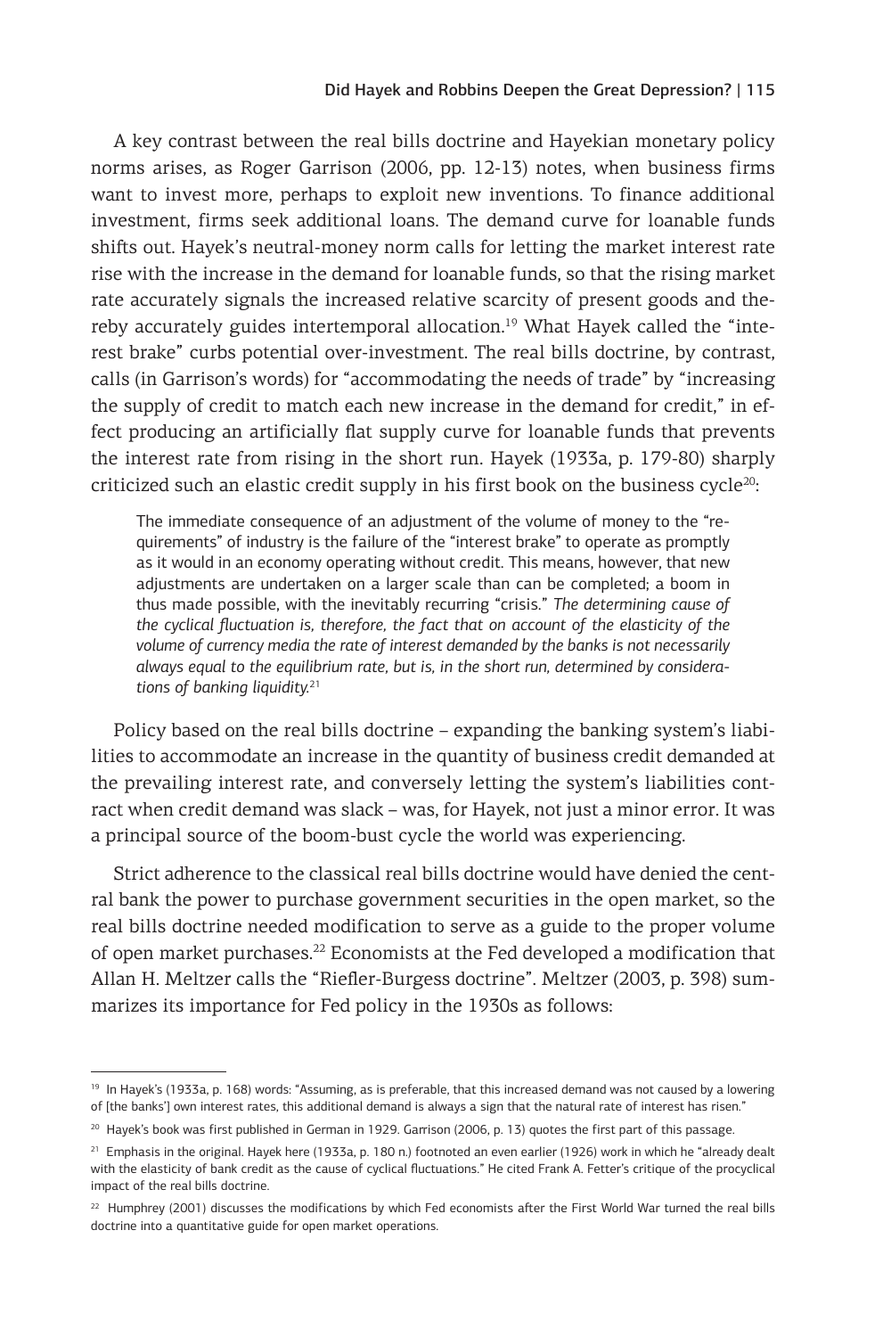A key contrast between the real bills doctrine and Hayekian monetary policy norms arises, as Roger Garrison (2006, pp. 12-13) notes, when business firms want to invest more, perhaps to exploit new inventions. To finance additional investment, firms seek additional loans. The demand curve for loanable funds shifts out. Hayek's neutral-money norm calls for letting the market interest rate rise with the increase in the demand for loanable funds, so that the rising market rate accurately signals the increased relative scarcity of present goods and thereby accurately guides intertemporal allocation.[19] What Hayek called the "interest brake" curbs potential over-investment. The real bills doctrine, by contrast, calls (in Garrison's words) for "accommodating the needs of trade" by "increasing the supply of credit to match each new increase in the demand for credit," in effect producing an artificially flat supply curve for loanable funds that prevents the interest rate from rising in the short run. Hayek (1933a, p. 179-80) sharply criticized such an elastic credit supply in his first book on the business cycle[20]:

> The immediate consequence of an adjustment of the volume of money to the "requirements" of industry is the failure of the "interest brake" to operate as promptly as it would in an economy operating without credit. This means, however, that new adjustments are undertaken on a larger scale than can be completed; a boom in thus made possible, with the inevitably recurring "crisis." *The determining cause of the cyclical fluctuation is, therefore, the fact that on account of the elasticity of the volume of currency media the rate of interest demanded by the banks is not necessarily always equal to the equilibrium rate, but is, in the short run, determined by considerations of banking liquidity.*[21]

Policy based on the real bills doctrine – expanding the banking system's liabilities to accommodate an increase in the quantity of business credit demanded at the prevailing interest rate, and conversely letting the system's liabilities contract when credit demand was slack – was, for Hayek, not just a minor error. It was a principal source of the boom-bust cycle the world was experiencing.

Strict adherence to the classical real bills doctrine would have denied the central bank the power to purchase government securities in the open market, so the real bills doctrine needed modification to serve as a guide to the proper volume of open market purchases.[22] Economists at the Fed developed a modification that Allan H. Meltzer calls the "Riefler-Burgess doctrine". Meltzer (2003, p. 398) summarizes its importance for Fed policy in the 1930s as follows:

---

[19] In Hayek's (1933a, p. 168) words: "Assuming, as is preferable, that this increased demand was not caused by a lowering of [the banks'] own interest rates, this additional demand is always a sign that the natural rate of interest has risen."

[20] Hayek's book was first published in German in 1929. Garrison (2006, p. 13) quotes the first part of this passage.

[21] Emphasis in the original. Hayek here (1933a, p. 180 n.) footnoted an even earlier (1926) work in which he "already dealt with the elasticity of bank credit as the cause of cyclical fluctuations." He cited Frank A. Fetter's critique of the procyclical impact of the real bills doctrine.

[22] Humphrey (2001) discusses the modifications by which Fed economists after the First World War turned the real bills doctrine into a quantitative guide for open market operations.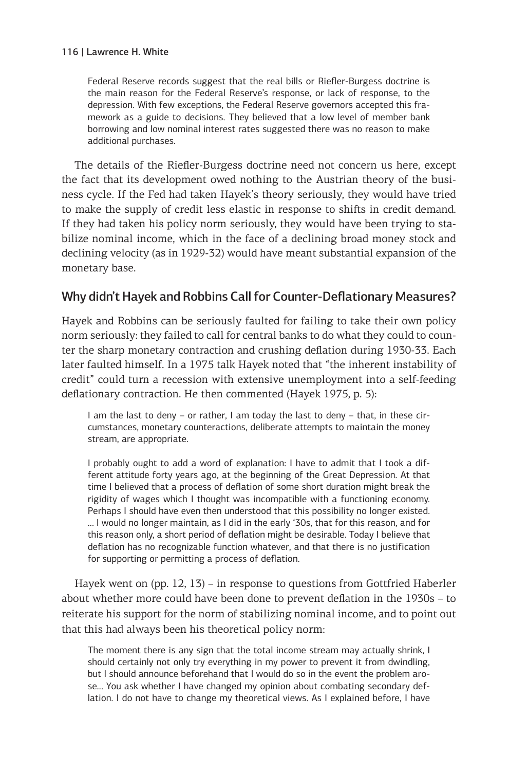> Federal Reserve records suggest that the real bills or Riefler-Burgess doctrine is the main reason for the Federal Reserve's response, or lack of response, to the depression. With few exceptions, the Federal Reserve governors accepted this framework as a guide to decisions. They believed that a low level of member bank borrowing and low nominal interest rates suggested there was no reason to make additional purchases.

The details of the Riefler-Burgess doctrine need not concern us here, except the fact that its development owed nothing to the Austrian theory of the business cycle. If the Fed had taken Hayek's theory seriously, they would have tried to make the supply of credit less elastic in response to shifts in credit demand. If they had taken his policy norm seriously, they would have been trying to stabilize nominal income, which in the face of a declining broad money stock and declining velocity (as in 1929-32) would have meant substantial expansion of the monetary base.

## Why didn't Hayek and Robbins Call for Counter-Deflationary Measures?

Hayek and Robbins can be seriously faulted for failing to take their own policy norm seriously: they failed to call for central banks to do what they could to counter the sharp monetary contraction and crushing deflation during 1930-33. Each later faulted himself. In a 1975 talk Hayek noted that "the inherent instability of credit" could turn a recession with extensive unemployment into a self-feeding deflationary contraction. He then commented (Hayek 1975, p. 5):

> I am the last to deny – or rather, I am today the last to deny – that, in these circumstances, monetary counteractions, deliberate attempts to maintain the money stream, are appropriate.
>
> I probably ought to add a word of explanation: I have to admit that I took a different attitude forty years ago, at the beginning of the Great Depression. At that time I believed that a process of deflation of some short duration might break the rigidity of wages which I thought was incompatible with a functioning economy. Perhaps I should have even then understood that this possibility no longer existed. ... I would no longer maintain, as I did in the early '30s, that for this reason, and for this reason only, a short period of deflation might be desirable. Today I believe that deflation has no recognizable function whatever, and that there is no justification for supporting or permitting a process of deflation.

Hayek went on (pp. 12, 13) – in response to questions from Gottfried Haberler about whether more could have been done to prevent deflation in the 1930s – to reiterate his support for the norm of stabilizing nominal income, and to point out that this had always been his theoretical policy norm:

> The moment there is any sign that the total income stream may actually shrink, I should certainly not only try everything in my power to prevent it from dwindling, but I should announce beforehand that I would do so in the event the problem arose... You ask whether I have changed my opinion about combating secondary deflation. I do not have to change my theoretical views. As I explained before, I have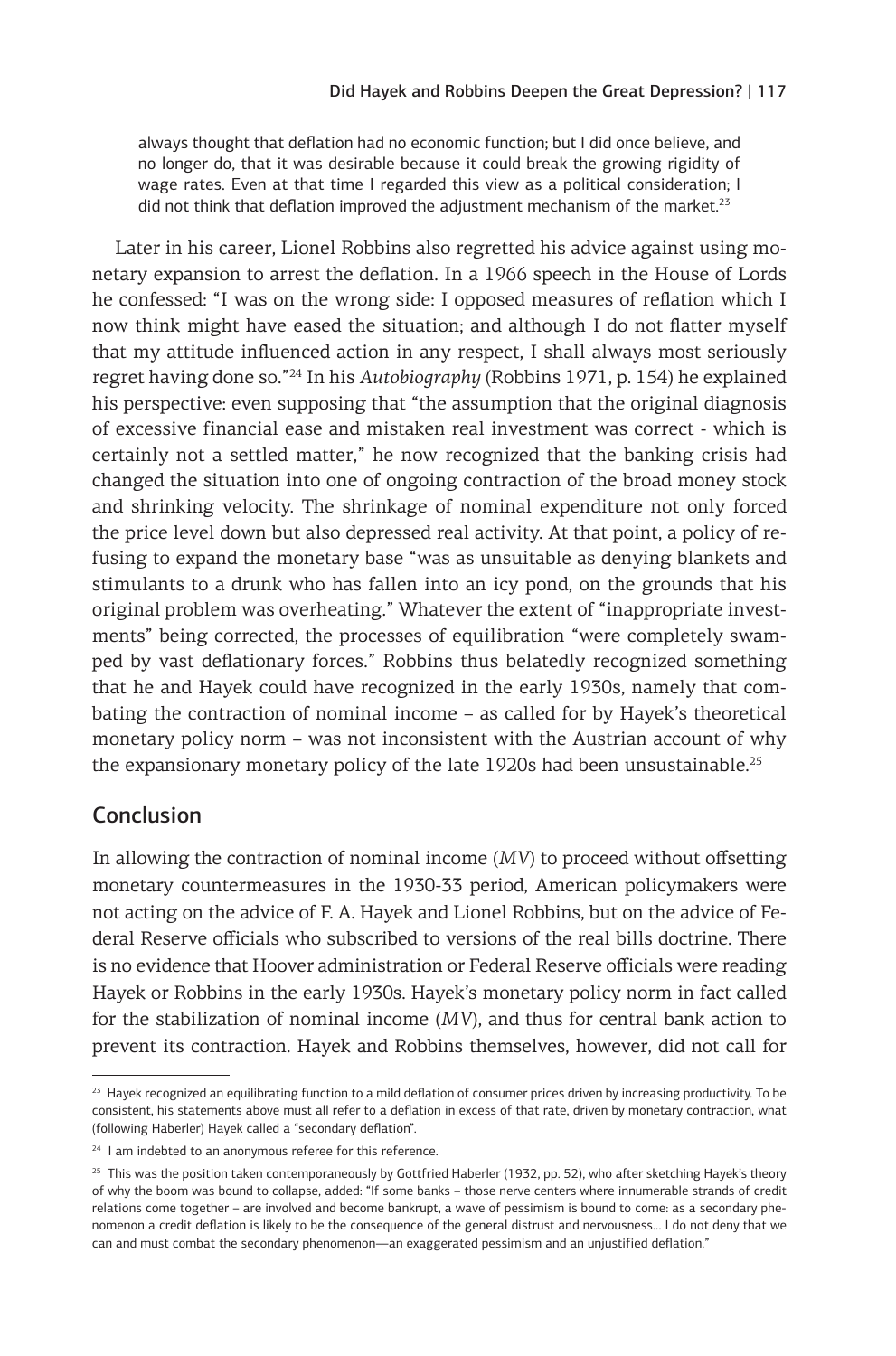always thought that deflation had no economic function; but I did once believe, and no longer do, that it was desirable because it could break the growing rigidity of wage rates. Even at that time I regarded this view as a political consideration; I did not think that deflation improved the adjustment mechanism of the market.[23]

Later in his career, Lionel Robbins also regretted his advice against using monetary expansion to arrest the deflation. In a 1966 speech in the House of Lords he confessed: "I was on the wrong side: I opposed measures of reflation which I now think might have eased the situation; and although I do not flatter myself that my attitude influenced action in any respect, I shall always most seriously regret having done so."[24] In his *Autobiography* (Robbins 1971, p. 154) he explained his perspective: even supposing that "the assumption that the original diagnosis of excessive financial ease and mistaken real investment was correct - which is certainly not a settled matter," he now recognized that the banking crisis had changed the situation into one of ongoing contraction of the broad money stock and shrinking velocity. The shrinkage of nominal expenditure not only forced the price level down but also depressed real activity. At that point, a policy of refusing to expand the monetary base "was as unsuitable as denying blankets and stimulants to a drunk who has fallen into an icy pond, on the grounds that his original problem was overheating." Whatever the extent of "inappropriate investments" being corrected, the processes of equilibration "were completely swamped by vast deflationary forces." Robbins thus belatedly recognized something that he and Hayek could have recognized in the early 1930s, namely that combating the contraction of nominal income – as called for by Hayek's theoretical monetary policy norm – was not inconsistent with the Austrian account of why the expansionary monetary policy of the late 1920s had been unsustainable.[25]

## Conclusion

In allowing the contraction of nominal income ($MV$) to proceed without offsetting monetary countermeasures in the 1930-33 period, American policymakers were not acting on the advice of F. A. Hayek and Lionel Robbins, but on the advice of Federal Reserve officials who subscribed to versions of the real bills doctrine. There is no evidence that Hoover administration or Federal Reserve officials were reading Hayek or Robbins in the early 1930s. Hayek's monetary policy norm in fact called for the stabilization of nominal income ($MV$), and thus for central bank action to prevent its contraction. Hayek and Robbins themselves, however, did not call for

---

[23] Hayek recognized an equilibrating function to a mild deflation of consumer prices driven by increasing productivity. To be consistent, his statements above must all refer to a deflation in excess of that rate, driven by monetary contraction, what (following Haberler) Hayek called a "secondary deflation".

[24] I am indebted to an anonymous referee for this reference.

[25] This was the position taken contemporaneously by Gottfried Haberler (1932, pp. 52), who after sketching Hayek's theory of why the boom was bound to collapse, added: "If some banks – those nerve centers where innumerable strands of credit relations come together – are involved and become bankrupt, a wave of pessimism is bound to come: as a secondary phenomenon a credit deflation is likely to be the consequence of the general distrust and nervousness... I do not deny that we can and must combat the secondary phenomenon—an exaggerated pessimism and an unjustified deflation."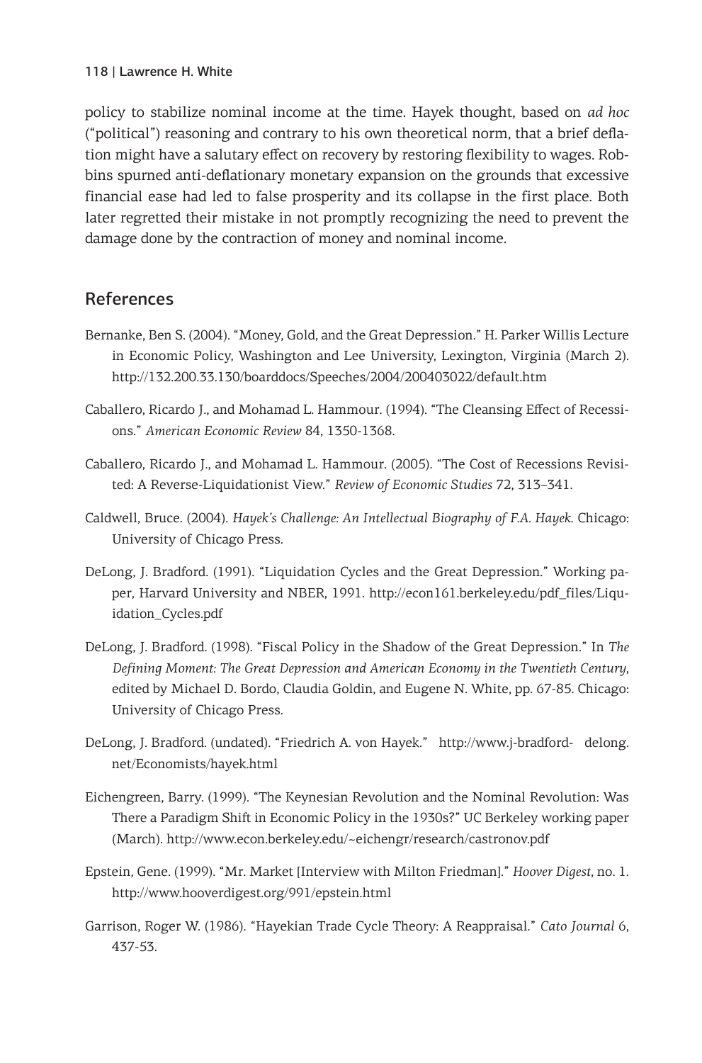policy to stabilize nominal income at the time. Hayek thought, based on *ad hoc* ("political") reasoning and contrary to his own theoretical norm, that a brief deflation might have a salutary effect on recovery by restoring flexibility to wages. Robbins spurned anti-deflationary monetary expansion on the grounds that excessive financial ease had led to false prosperity and its collapse in the first place. Both later regretted their mistake in not promptly recognizing the need to prevent the damage done by the contraction of money and nominal income.

## References

Bernanke, Ben S. (2004). "Money, Gold, and the Great Depression." H. Parker Willis Lecture in Economic Policy, Washington and Lee University, Lexington, Virginia (March 2). http://132.200.33.130/boarddocs/Speeches/2004/200403022/default.htm

Caballero, Ricardo J., and Mohamad L. Hammour. (1994). "The Cleansing Effect of Recessions." *American Economic Review* 84, 1350-1368.

Caballero, Ricardo J., and Mohamad L. Hammour. (2005). "The Cost of Recessions Revisited: A Reverse-Liquidationist View." *Review of Economic Studies* 72, 313–341.

Caldwell, Bruce. (2004). *Hayek's Challenge: An Intellectual Biography of F.A. Hayek.* Chicago: University of Chicago Press.

DeLong, J. Bradford. (1991). "Liquidation Cycles and the Great Depression." Working paper, Harvard University and NBER, 1991. http://econ161.berkeley.edu/pdf_files/Liquidation_Cycles.pdf

DeLong, J. Bradford. (1998). "Fiscal Policy in the Shadow of the Great Depression." In *The Defining Moment: The Great Depression and American Economy in the Twentieth Century*, edited by Michael D. Bordo, Claudia Goldin, and Eugene N. White, pp. 67-85. Chicago: University of Chicago Press.

DeLong, J. Bradford. (undated). "Friedrich A. von Hayek." http://www.j-bradford-delong.net/Economists/hayek.html

Eichengreen, Barry. (1999). "The Keynesian Revolution and the Nominal Revolution: Was There a Paradigm Shift in Economic Policy in the 1930s?" UC Berkeley working paper (March). http://www.econ.berkeley.edu/~eichengr/research/castronov.pdf

Epstein, Gene. (1999). "Mr. Market [Interview with Milton Friedman]." *Hoover Digest*, no. 1. http://www.hooverdigest.org/991/epstein.html

Garrison, Roger W. (1986). "Hayekian Trade Cycle Theory: A Reappraisal." *Cato Journal* 6, 437-53.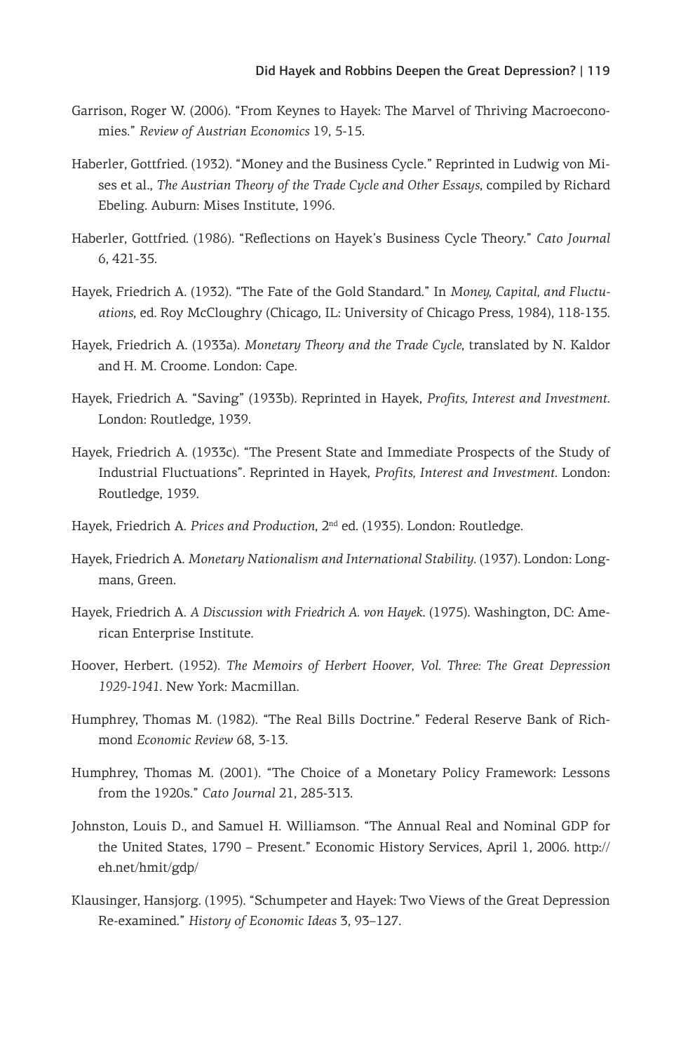Garrison, Roger W. (2006). "From Keynes to Hayek: The Marvel of Thriving Macroeconomies." *Review of Austrian Economics* 19, 5-15.

Haberler, Gottfried. (1932). "Money and the Business Cycle." Reprinted in Ludwig von Mises et al., *The Austrian Theory of the Trade Cycle and Other Essays*, compiled by Richard Ebeling. Auburn: Mises Institute, 1996.

Haberler, Gottfried. (1986). "Reflections on Hayek's Business Cycle Theory." *Cato Journal* 6, 421-35.

Hayek, Friedrich A. (1932). "The Fate of the Gold Standard." In *Money, Capital, and Fluctuations*, ed. Roy McCloughry (Chicago, IL: University of Chicago Press, 1984), 118-135.

Hayek, Friedrich A. (1933a). *Monetary Theory and the Trade Cycle*, translated by N. Kaldor and H. M. Croome. London: Cape.

Hayek, Friedrich A. "Saving" (1933b). Reprinted in Hayek, *Profits, Interest and Investment*. London: Routledge, 1939.

Hayek, Friedrich A. (1933c). "The Present State and Immediate Prospects of the Study of Industrial Fluctuations". Reprinted in Hayek, *Profits, Interest and Investment*. London: Routledge, 1939.

Hayek, Friedrich A. *Prices and Production*, 2nd ed. (1935). London: Routledge.

Hayek, Friedrich A. *Monetary Nationalism and International Stability*. (1937). London: Longmans, Green.

Hayek, Friedrich A. *A Discussion with Friedrich A. von Hayek*. (1975). Washington, DC: American Enterprise Institute.

Hoover, Herbert. (1952). *The Memoirs of Herbert Hoover, Vol. Three: The Great Depression 1929-1941*. New York: Macmillan.

Humphrey, Thomas M. (1982). "The Real Bills Doctrine." Federal Reserve Bank of Richmond *Economic Review* 68, 3-13.

Humphrey, Thomas M. (2001). "The Choice of a Monetary Policy Framework: Lessons from the 1920s." *Cato Journal* 21, 285-313.

Johnston, Louis D., and Samuel H. Williamson. "The Annual Real and Nominal GDP for the United States, 1790 – Present." Economic History Services, April 1, 2006. http://eh.net/hmit/gdp/

Klausinger, Hansjorg. (1995). "Schumpeter and Hayek: Two Views of the Great Depression Re-examined." *History of Economic Ideas* 3, 93–127.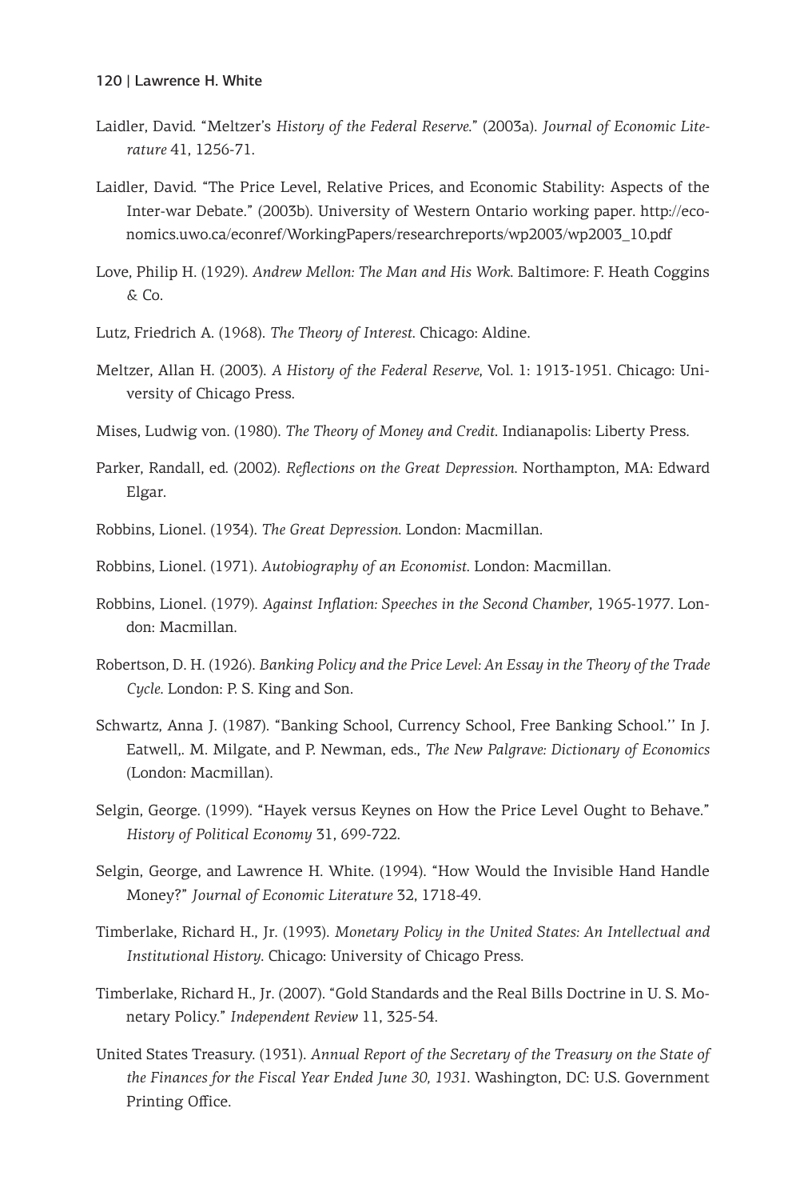Laidler, David. "Meltzer's *History of the Federal Reserve*." (2003a). *Journal of Economic Literature* 41, 1256-71.

Laidler, David. "The Price Level, Relative Prices, and Economic Stability: Aspects of the Inter-war Debate." (2003b). University of Western Ontario working paper. http://economics.uwo.ca/econref/WorkingPapers/researchreports/wp2003/wp2003_10.pdf

Love, Philip H. (1929). *Andrew Mellon: The Man and His Work.* Baltimore: F. Heath Coggins & Co.

Lutz, Friedrich A. (1968). *The Theory of Interest.* Chicago: Aldine.

Meltzer, Allan H. (2003). *A History of the Federal Reserve*, Vol. 1: 1913-1951. Chicago: University of Chicago Press.

Mises, Ludwig von. (1980). *The Theory of Money and Credit.* Indianapolis: Liberty Press.

Parker, Randall, ed. (2002). *Reflections on the Great Depression.* Northampton, MA: Edward Elgar.

Robbins, Lionel. (1934). *The Great Depression.* London: Macmillan.

Robbins, Lionel. (1971). *Autobiography of an Economist.* London: Macmillan.

Robbins, Lionel. (1979). *Against Inflation: Speeches in the Second Chamber*, 1965-1977. London: Macmillan.

Robertson, D. H. (1926). *Banking Policy and the Price Level: An Essay in the Theory of the Trade Cycle.* London: P. S. King and Son.

Schwartz, Anna J. (1987). "Banking School, Currency School, Free Banking School.'' In J. Eatwell,. M. Milgate, and P. Newman, eds., *The New Palgrave: Dictionary of Economics* (London: Macmillan).

Selgin, George. (1999). "Hayek versus Keynes on How the Price Level Ought to Behave." *History of Political Economy* 31, 699-722.

Selgin, George, and Lawrence H. White. (1994). "How Would the Invisible Hand Handle Money?" *Journal of Economic Literature* 32, 1718-49.

Timberlake, Richard H., Jr. (1993). *Monetary Policy in the United States: An Intellectual and Institutional History.* Chicago: University of Chicago Press.

Timberlake, Richard H., Jr. (2007). "Gold Standards and the Real Bills Doctrine in U. S. Monetary Policy." *Independent Review* 11, 325-54.

United States Treasury. (1931). *Annual Report of the Secretary of the Treasury on the State of the Finances for the Fiscal Year Ended June 30, 1931.* Washington, DC: U.S. Government Printing Office.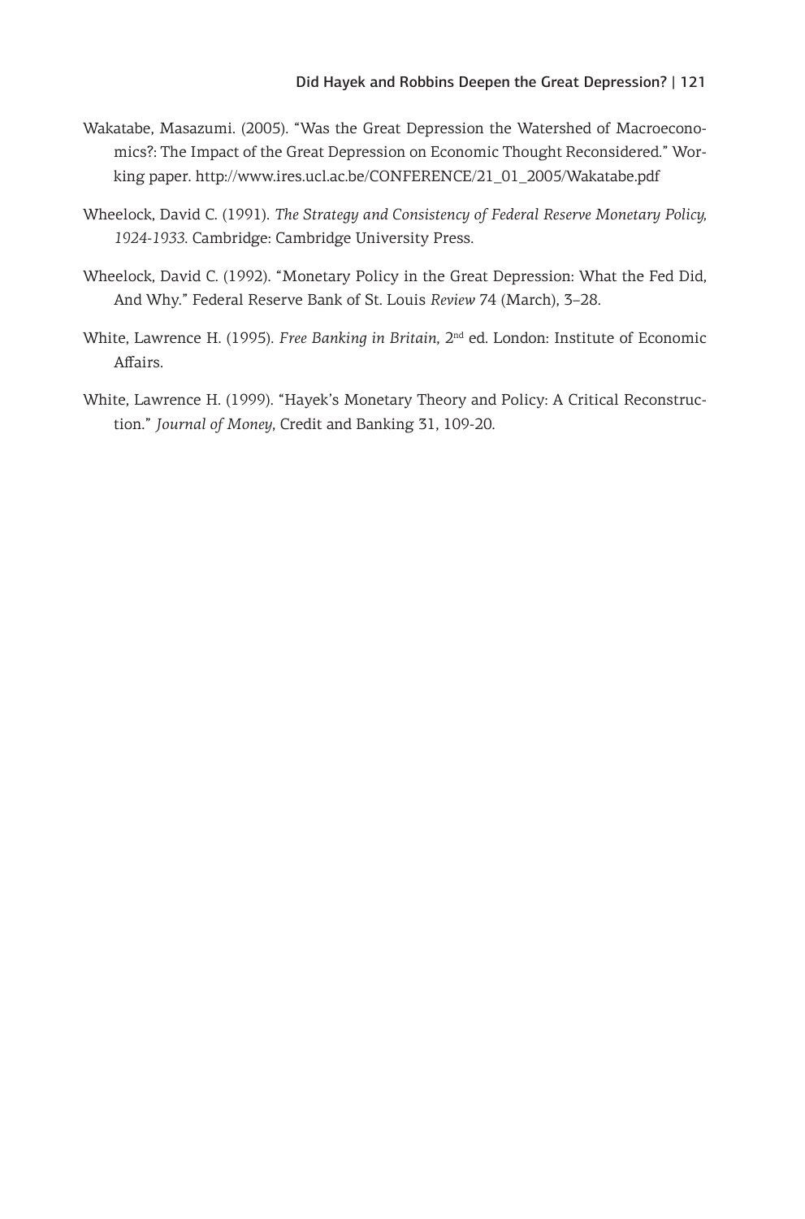Wakatabe, Masazumi. (2005). "Was the Great Depression the Watershed of Macroeconomics?: The Impact of the Great Depression on Economic Thought Reconsidered." Working paper. http://www.ires.ucl.ac.be/CONFERENCE/21_01_2005/Wakatabe.pdf

Wheelock, David C. (1991). *The Strategy and Consistency of Federal Reserve Monetary Policy, 1924-1933*. Cambridge: Cambridge University Press.

Wheelock, David C. (1992). "Monetary Policy in the Great Depression: What the Fed Did, And Why." Federal Reserve Bank of St. Louis *Review* 74 (March), 3–28.

White, Lawrence H. (1995). *Free Banking in Britain*, 2nd ed. London: Institute of Economic Affairs.

White, Lawrence H. (1999). "Hayek's Monetary Theory and Policy: A Critical Reconstruction." *Journal of Money*, Credit and Banking 31, 109-20.